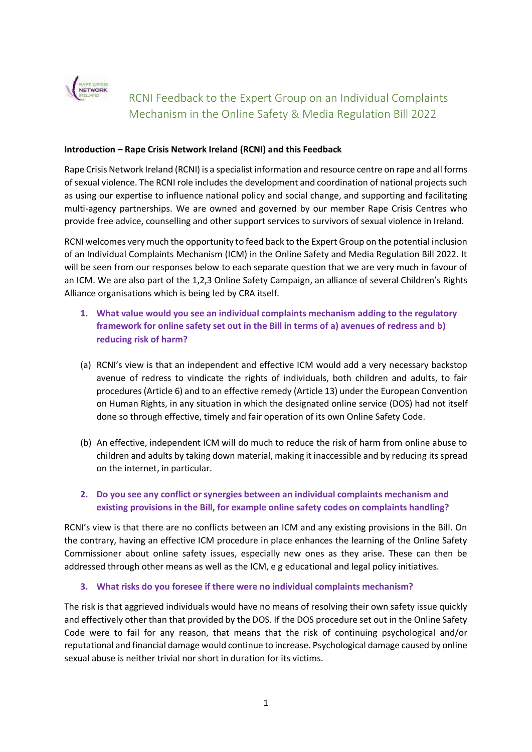# RCNI Feedback to the Expert Group on an Individual Complaints Mechanism in the Online Safety & Media Regulation Bill 2022

**Introduction – Rape Crisis Network Ireland (RCNI) and this Feedback**

Rape Crisis Network Ireland (RCNI) is a specialist information and resource centre on rape and all forms of sexual violence. The RCNI role includes the development and coordination of national projects such as using our expertise to influence national policy and social change, and supporting and facilitating multi-agency partnerships. We are owned and governed by our member Rape Crisis Centres who provide free advice, counselling and other support services to survivors of sexual violence in Ireland.

RCNI welcomes very much the opportunity to feed back to the Expert Group on the potential inclusion of an Individual Complaints Mechanism (ICM) in the Online Safety and Media Regulation Bill 2022. It will be seen from our responses below to each separate question that we are very much in favour of an ICM. We are also part of the 1,2,3 Online Safety Campaign, an alliance of several Children's Rights Alliance organisations which is being led by CRA itself.

1. **What value would you see an individual complaints mechanism adding to the regulatory framework for online safety set out in the Bill in terms of a) avenues of redress and b) reducing risk of harm?**

(a) RCNI's view is that an independent and effective ICM would add a very necessary backstop avenue of redress to vindicate the rights of individuals, both children and adults, to fair procedures (Article 6) and to an effective remedy (Article 13) under the European Convention on Human Rights, in any situation in which the designated online service (DOS) had not itself done so through effective, timely and fair operation of its own Online Safety Code.

(b) An effective, independent ICM will do much to reduce the risk of harm from online abuse to children and adults by taking down material, making it inaccessible and by reducing its spread on the internet, in particular.

2. **Do you see any conflict or synergies between an individual complaints mechanism and existing provisions in the Bill, for example online safety codes on complaints handling?**

RCNI's view is that there are no conflicts between an ICM and any existing provisions in the Bill. On the contrary, having an effective ICM procedure in place enhances the learning of the Online Safety Commissioner about online safety issues, especially new ones as they arise. These can then be addressed through other means as well as the ICM, e g educational and legal policy initiatives.

3. **What risks do you foresee if there were no individual complaints mechanism?**

The risk is that aggrieved individuals would have no means of resolving their own safety issue quickly and effectively other than that provided by the DOS. If the DOS procedure set out in the Online Safety Code were to fail for any reason, that means that the risk of continuing psychological and/or reputational and financial damage would continue to increase. Psychological damage caused by online sexual abuse is neither trivial nor short in duration for its victims.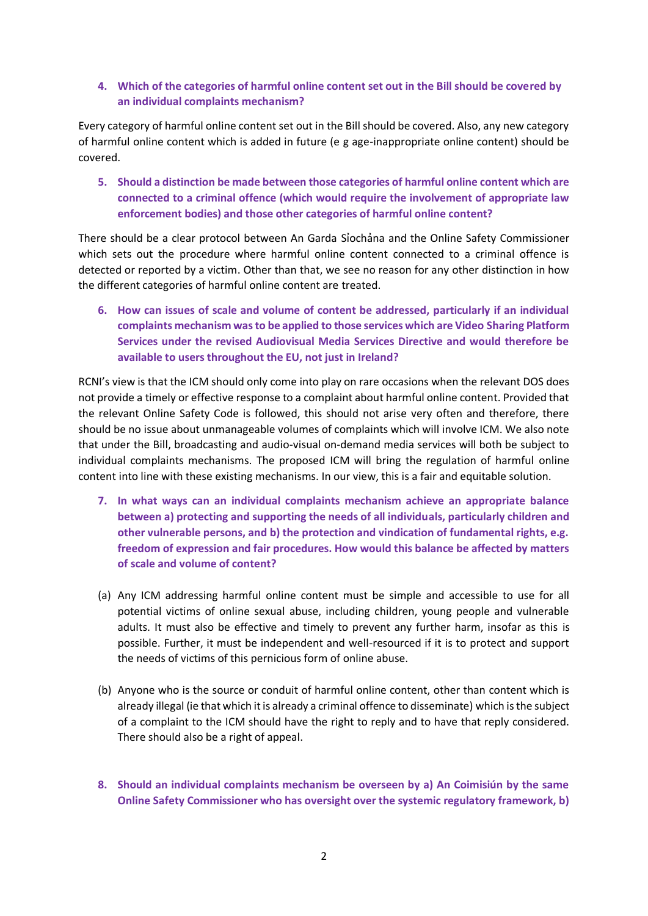**4. Which of the categories of harmful online content set out in the Bill should be covered by an individual complaints mechanism?**

Every category of harmful online content set out in the Bill should be covered. Also, any new category of harmful online content which is added in future (e g age-inappropriate online content) should be covered.

**5. Should a distinction be made between those categories of harmful online content which are connected to a criminal offence (which would require the involvement of appropriate law enforcement bodies) and those other categories of harmful online content?**

There should be a clear protocol between An Garda Sĭochåna and the Online Safety Commissioner which sets out the procedure where harmful online content connected to a criminal offence is detected or reported by a victim. Other than that, we see no reason for any other distinction in how the different categories of harmful online content are treated.

**6. How can issues of scale and volume of content be addressed, particularly if an individual complaints mechanism was to be applied to those services which are Video Sharing Platform Services under the revised Audiovisual Media Services Directive and would therefore be available to users throughout the EU, not just in Ireland?**

RCNI's view is that the ICM should only come into play on rare occasions when the relevant DOS does not provide a timely or effective response to a complaint about harmful online content. Provided that the relevant Online Safety Code is followed, this should not arise very often and therefore, there should be no issue about unmanageable volumes of complaints which will involve ICM. We also note that under the Bill, broadcasting and audio-visual on-demand media services will both be subject to individual complaints mechanisms. The proposed ICM will bring the regulation of harmful online content into line with these existing mechanisms. In our view, this is a fair and equitable solution.

**7. In what ways can an individual complaints mechanism achieve an appropriate balance between a) protecting and supporting the needs of all individuals, particularly children and other vulnerable persons, and b) the protection and vindication of fundamental rights, e.g. freedom of expression and fair procedures. How would this balance be affected by matters of scale and volume of content?**

(a) Any ICM addressing harmful online content must be simple and accessible to use for all potential victims of online sexual abuse, including children, young people and vulnerable adults. It must also be effective and timely to prevent any further harm, insofar as this is possible. Further, it must be independent and well-resourced if it is to protect and support the needs of victims of this pernicious form of online abuse.

(b) Anyone who is the source or conduit of harmful online content, other than content which is already illegal (ie that which it is already a criminal offence to disseminate) which is the subject of a complaint to the ICM should have the right to reply and to have that reply considered. There should also be a right of appeal.

**8. Should an individual complaints mechanism be overseen by a) An Coimisiún by the same Online Safety Commissioner who has oversight over the systemic regulatory framework, b)**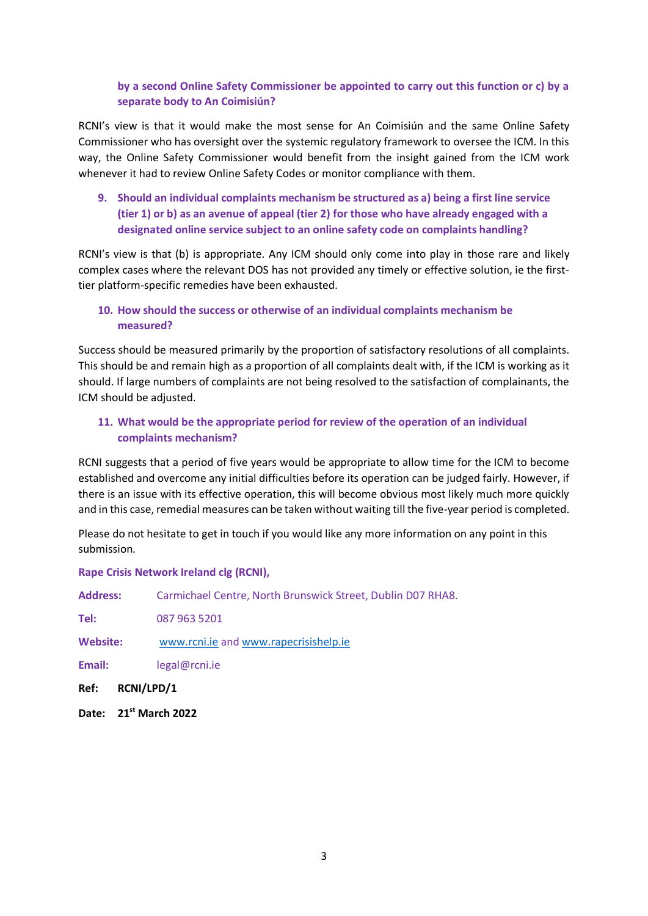**by a second Online Safety Commissioner be appointed to carry out this function or c) by a separate body to An Coimisiún?**

RCNI's view is that it would make the most sense for An Coimisiún and the same Online Safety Commissioner who has oversight over the systemic regulatory framework to oversee the ICM. In this way, the Online Safety Commissioner would benefit from the insight gained from the ICM work whenever it had to review Online Safety Codes or monitor compliance with them.

9. **Should an individual complaints mechanism be structured as a) being a first line service (tier 1) or b) as an avenue of appeal (tier 2) for those who have already engaged with a designated online service subject to an online safety code on complaints handling?**

RCNI's view is that (b) is appropriate. Any ICM should only come into play in those rare and likely complex cases where the relevant DOS has not provided any timely or effective solution, ie the first-tier platform-specific remedies have been exhausted.

10. **How should the success or otherwise of an individual complaints mechanism be measured?**

Success should be measured primarily by the proportion of satisfactory resolutions of all complaints. This should be and remain high as a proportion of all complaints dealt with, if the ICM is working as it should. If large numbers of complaints are not being resolved to the satisfaction of complainants, the ICM should be adjusted.

11. **What would be the appropriate period for review of the operation of an individual complaints mechanism?**

RCNI suggests that a period of five years would be appropriate to allow time for the ICM to become established and overcome any initial difficulties before its operation can be judged fairly. However, if there is an issue with its effective operation, this will become obvious most likely much more quickly and in this case, remedial measures can be taken without waiting till the five-year period is completed.

Please do not hesitate to get in touch if you would like any more information on any point in this submission.

**Rape Crisis Network Ireland clg (RCNI),**

**Address:** Carmichael Centre, North Brunswick Street, Dublin D07 RHA8.

**Tel:** 087 963 5201

**Website:** www.rcni.ie and www.rapecrisishelp.ie

**Email:** legal@rcni.ie

**Ref:** **RCNI/LPD/1**

**Date:** **21st March 2022**